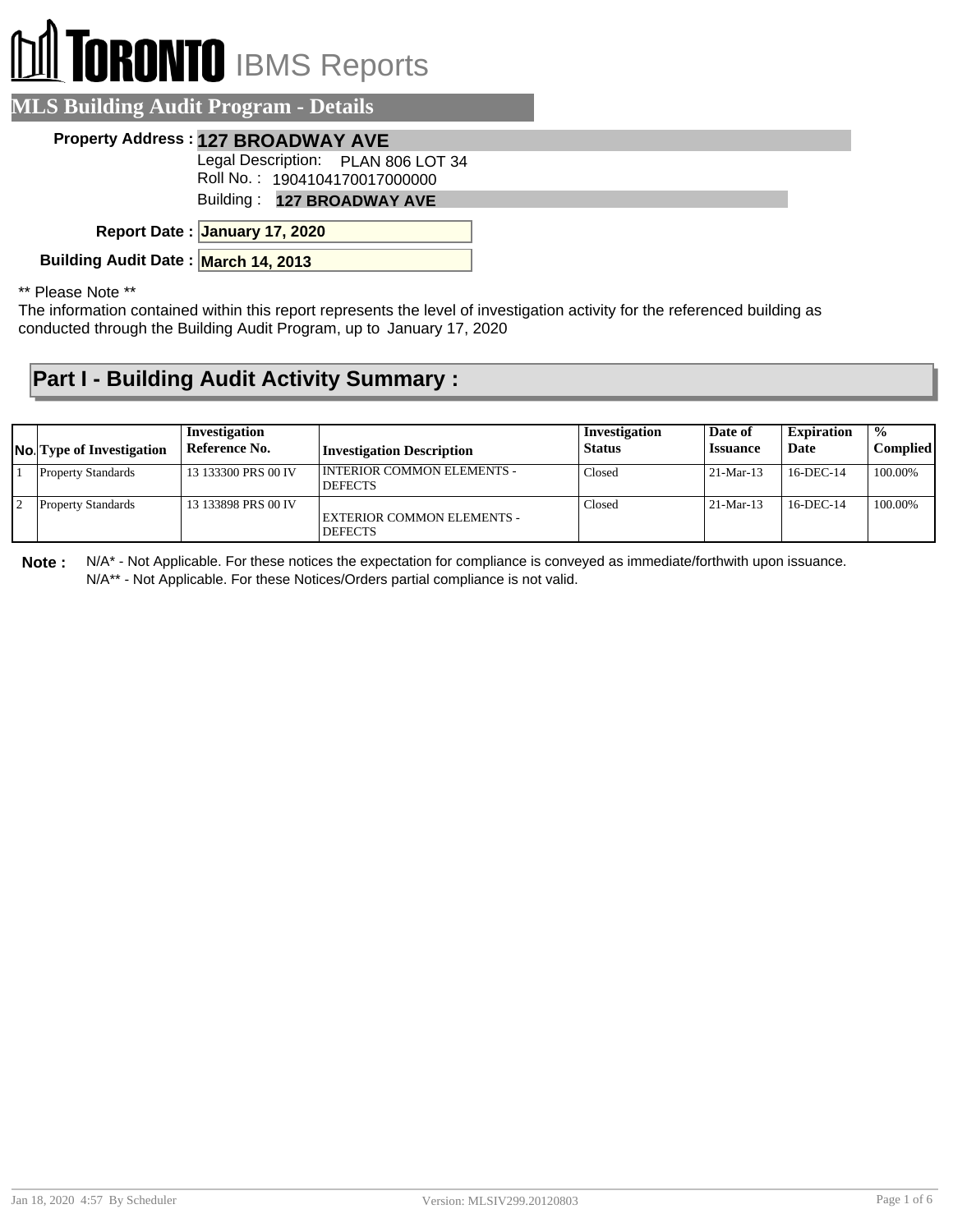# TORONTO IBMS Reports

## MLS Building Audit Program - Details

**Property Address :** **127 BROADWAY AVE**

Legal Description: PLAN 806 LOT 34

Roll No. : 1904104170017000000

Building : **127 BROADWAY AVE**

**Report Date :** **January 17, 2020**

**Building Audit Date :** **March 14, 2013**

** Please Note **

The information contained within this report represents the level of investigation activity for the referenced building as conducted through the Building Audit Program, up to January 17, 2020

## Part I - Building Audit Activity Summary :

| No. | Type of Investigation | Investigation Reference No. | Investigation Description | Investigation Status | Date of Issuance | Expiration Date | % Complied |
|---|---|---|---|---|---|---|---|
| 1 | Property Standards | 13 133300 PRS 00 IV | INTERIOR COMMON ELEMENTS - DEFECTS | Closed | 21-Mar-13 | 16-DEC-14 | 100.00% |
| 2 | Property Standards | 13 133898 PRS 00 IV | EXTERIOR COMMON ELEMENTS - DEFECTS | Closed | 21-Mar-13 | 16-DEC-14 | 100.00% |

**Note :** N/A* - Not Applicable. For these notices the expectation for compliance is conveyed as immediate/forthwith upon issuance.
N/A** - Not Applicable. For these Notices/Orders partial compliance is not valid.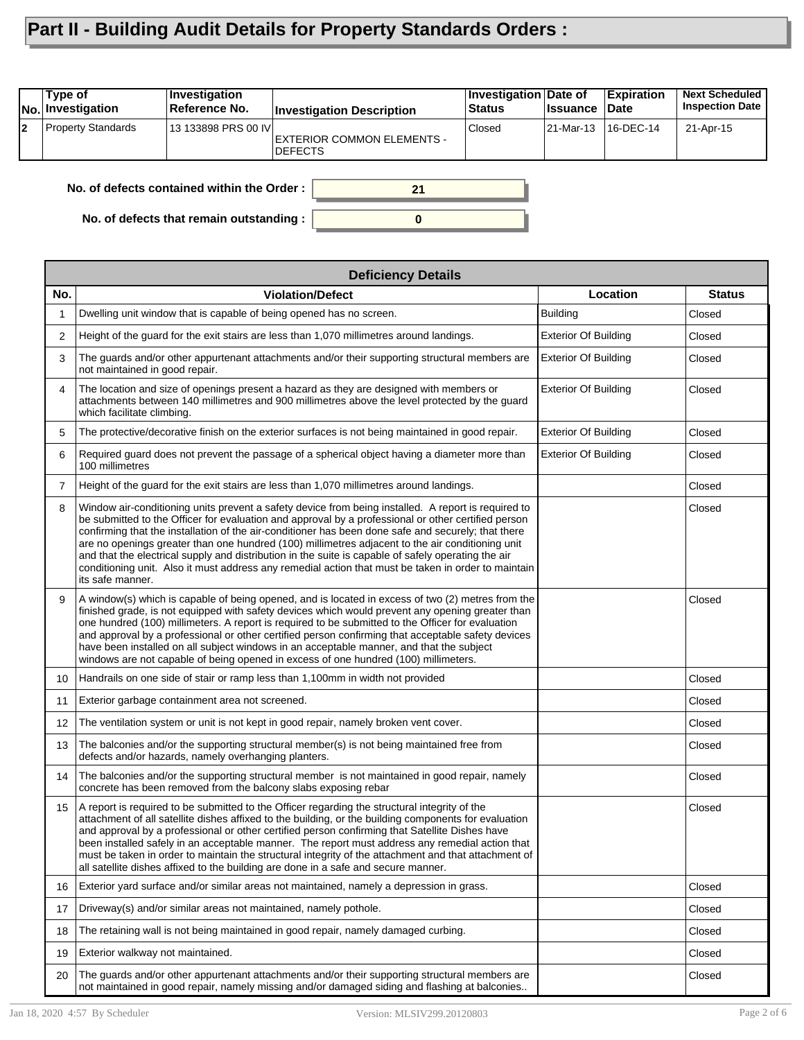# Part II - Building Audit Details for Property Standards Orders :

| No. | Type of Investigation | Investigation Reference No. | Investigation Description | Investigation Status | Date of Issuance | Expiration Date | Next Scheduled Inspection Date |
|---|---|---|---|---|---|---|---|
| 2 | Property Standards | 13 133898 PRS 00 IV | EXTERIOR COMMON ELEMENTS - DEFECTS | Closed | 21-Mar-13 | 16-DEC-14 | 21-Apr-15 |

**No. of defects contained within the Order :** 21

**No. of defects that remain outstanding :** 0

| Deficiency Details | | | |
|---|---|---|---|
| **No.** | **Violation/Defect** | **Location** | **Status** |
| 1 | Dwelling unit window that is capable of being opened has no screen. | Building | Closed |
| 2 | Height of the guard for the exit stairs are less than 1,070 millimetres around landings. | Exterior Of Building | Closed |
| 3 | The guards and/or other appurtenant attachments and/or their supporting structural members are not maintained in good repair. | Exterior Of Building | Closed |
| 4 | The location and size of openings present a hazard as they are designed with members or attachments between 140 millimetres and 900 millimetres above the level protected by the guard which facilitate climbing. | Exterior Of Building | Closed |
| 5 | The protective/decorative finish on the exterior surfaces is not being maintained in good repair. | Exterior Of Building | Closed |
| 6 | Required guard does not prevent the passage of a spherical object having a diameter more than 100 millimetres | Exterior Of Building | Closed |
| 7 | Height of the guard for the exit stairs are less than 1,070 millimetres around landings. | | Closed |
| 8 | Window air-conditioning units prevent a safety device from being installed. A report is required to be submitted to the Officer for evaluation and approval by a professional or other certified person confirming that the installation of the air-conditioner has been done safe and securely; that there are no openings greater than one hundred (100) millimetres adjacent to the air conditioning unit and that the electrical supply and distribution in the suite is capable of safely operating the air conditioning unit. Also it must address any remedial action that must be taken in order to maintain its safe manner. | | Closed |
| 9 | A window(s) which is capable of being opened, and is located in excess of two (2) metres from the finished grade, is not equipped with safety devices which would prevent any opening greater than one hundred (100) millimeters. A report is required to be submitted to the Officer for evaluation and approval by a professional or other certified person confirming that acceptable safety devices have been installed on all subject windows in an acceptable manner, and that the subject windows are not capable of being opened in excess of one hundred (100) millimeters. | | Closed |
| 10 | Handrails on one side of stair or ramp less than 1,100mm in width not provided | | Closed |
| 11 | Exterior garbage containment area not screened. | | Closed |
| 12 | The ventilation system or unit is not kept in good repair, namely broken vent cover. | | Closed |
| 13 | The balconies and/or the supporting structural member(s) is not being maintained free from defects and/or hazards, namely overhanging planters. | | Closed |
| 14 | The balconies and/or the supporting structural member is not maintained in good repair, namely concrete has been removed from the balcony slabs exposing rebar | | Closed |
| 15 | A report is required to be submitted to the Officer regarding the structural integrity of the attachment of all satellite dishes affixed to the building, or the building components for evaluation and approval by a professional or other certified person confirming that Satellite Dishes have been installed safely in an acceptable manner. The report must address any remedial action that must be taken in order to maintain the structural integrity of the attachment and that attachment of all satellite dishes affixed to the building are done in a safe and secure manner. | | Closed |
| 16 | Exterior yard surface and/or similar areas not maintained, namely a depression in grass. | | Closed |
| 17 | Driveway(s) and/or similar areas not maintained, namely pothole. | | Closed |
| 18 | The retaining wall is not being maintained in good repair, namely damaged curbing. | | Closed |
| 19 | Exterior walkway not maintained. | | Closed |
| 20 | The guards and/or other appurtenant attachments and/or their supporting structural members are not maintained in good repair, namely missing and/or damaged siding and flashing at balconies.. | | Closed |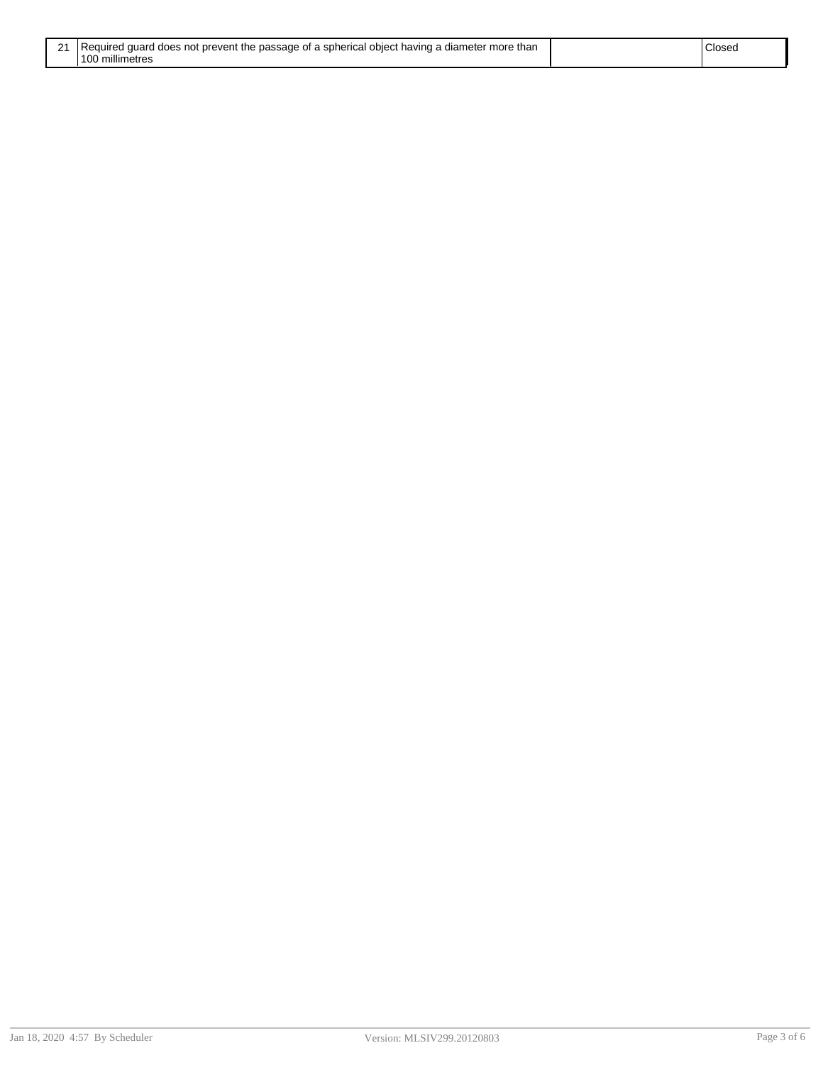| | | | |
|---|---|---|---|
| 21 | Required guard does not prevent the passage of a spherical object having a diameter more than 100 millimetres | | Closed |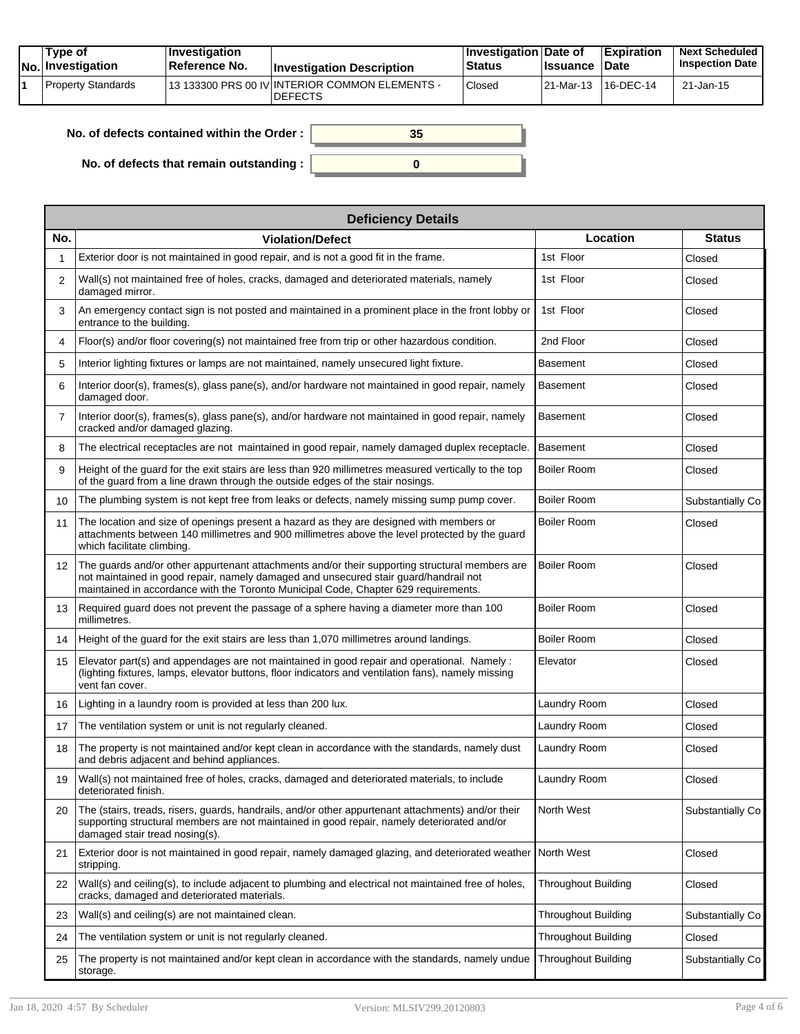| No. | Type of Investigation | Investigation Reference No. | Investigation Description | Investigation Status | Date of Issuance | Expiration Date | Next Scheduled Inspection Date |
|---|---|---|---|---|---|---|---|
| 1 | Property Standards | 13 133300 PRS 00 IV | INTERIOR COMMON ELEMENTS - DEFECTS | Closed | 21-Mar-13 | 16-DEC-14 | 21-Jan-15 |

**No. of defects contained within the Order :** 35

**No. of defects that remain outstanding :** 0

| Deficiency Details | | | |
|---|---|---|---|
| **No.** | **Violation/Defect** | **Location** | **Status** |
| 1 | Exterior door is not maintained in good repair, and is not a good fit in the frame. | 1st Floor | Closed |
| 2 | Wall(s) not maintained free of holes, cracks, damaged and deteriorated materials, namely damaged mirror. | 1st Floor | Closed |
| 3 | An emergency contact sign is not posted and maintained in a prominent place in the front lobby or entrance to the building. | 1st Floor | Closed |
| 4 | Floor(s) and/or floor covering(s) not maintained free from trip or other hazardous condition. | 2nd Floor | Closed |
| 5 | Interior lighting fixtures or lamps are not maintained, namely unsecured light fixture. | Basement | Closed |
| 6 | Interior door(s), frames(s), glass pane(s), and/or hardware not maintained in good repair, namely damaged door. | Basement | Closed |
| 7 | Interior door(s), frames(s), glass pane(s), and/or hardware not maintained in good repair, namely cracked and/or damaged glazing. | Basement | Closed |
| 8 | The electrical receptacles are not maintained in good repair, namely damaged duplex receptacle. | Basement | Closed |
| 9 | Height of the guard for the exit stairs are less than 920 millimetres measured vertically to the top of the guard from a line drawn through the outside edges of the stair nosings. | Boiler Room | Closed |
| 10 | The plumbing system is not kept free from leaks or defects, namely missing sump pump cover. | Boiler Room | Substantially Co |
| 11 | The location and size of openings present a hazard as they are designed with members or attachments between 140 millimetres and 900 millimetres above the level protected by the guard which facilitate climbing. | Boiler Room | Closed |
| 12 | The guards and/or other appurtenant attachments and/or their supporting structural members are not maintained in good repair, namely damaged and unsecured stair guard/handrail not maintained in accordance with the Toronto Municipal Code, Chapter 629 requirements. | Boiler Room | Closed |
| 13 | Required guard does not prevent the passage of a sphere having a diameter more than 100 millimetres. | Boiler Room | Closed |
| 14 | Height of the guard for the exit stairs are less than 1,070 millimetres around landings. | Boiler Room | Closed |
| 15 | Elevator part(s) and appendages are not maintained in good repair and operational. Namely : (lighting fixtures, lamps, elevator buttons, floor indicators and ventilation fans), namely missing vent fan cover. | Elevator | Closed |
| 16 | Lighting in a laundry room is provided at less than 200 lux. | Laundry Room | Closed |
| 17 | The ventilation system or unit is not regularly cleaned. | Laundry Room | Closed |
| 18 | The property is not maintained and/or kept clean in accordance with the standards, namely dust and debris adjacent and behind appliances. | Laundry Room | Closed |
| 19 | Wall(s) not maintained free of holes, cracks, damaged and deteriorated materials, to include deteriorated finish. | Laundry Room | Closed |
| 20 | The (stairs, treads, risers, guards, handrails, and/or other appurtenant attachments) and/or their supporting structural members are not maintained in good repair, namely deteriorated and/or damaged stair tread nosing(s). | North West | Substantially Co |
| 21 | Exterior door is not maintained in good repair, namely damaged glazing, and deteriorated weather stripping. | North West | Closed |
| 22 | Wall(s) and ceiling(s), to include adjacent to plumbing and electrical not maintained free of holes, cracks, damaged and deteriorated materials. | Throughout Building | Closed |
| 23 | Wall(s) and ceiling(s) are not maintained clean. | Throughout Building | Substantially Co |
| 24 | The ventilation system or unit is not regularly cleaned. | Throughout Building | Closed |
| 25 | The property is not maintained and/or kept clean in accordance with the standards, namely undue storage. | Throughout Building | Substantially Co |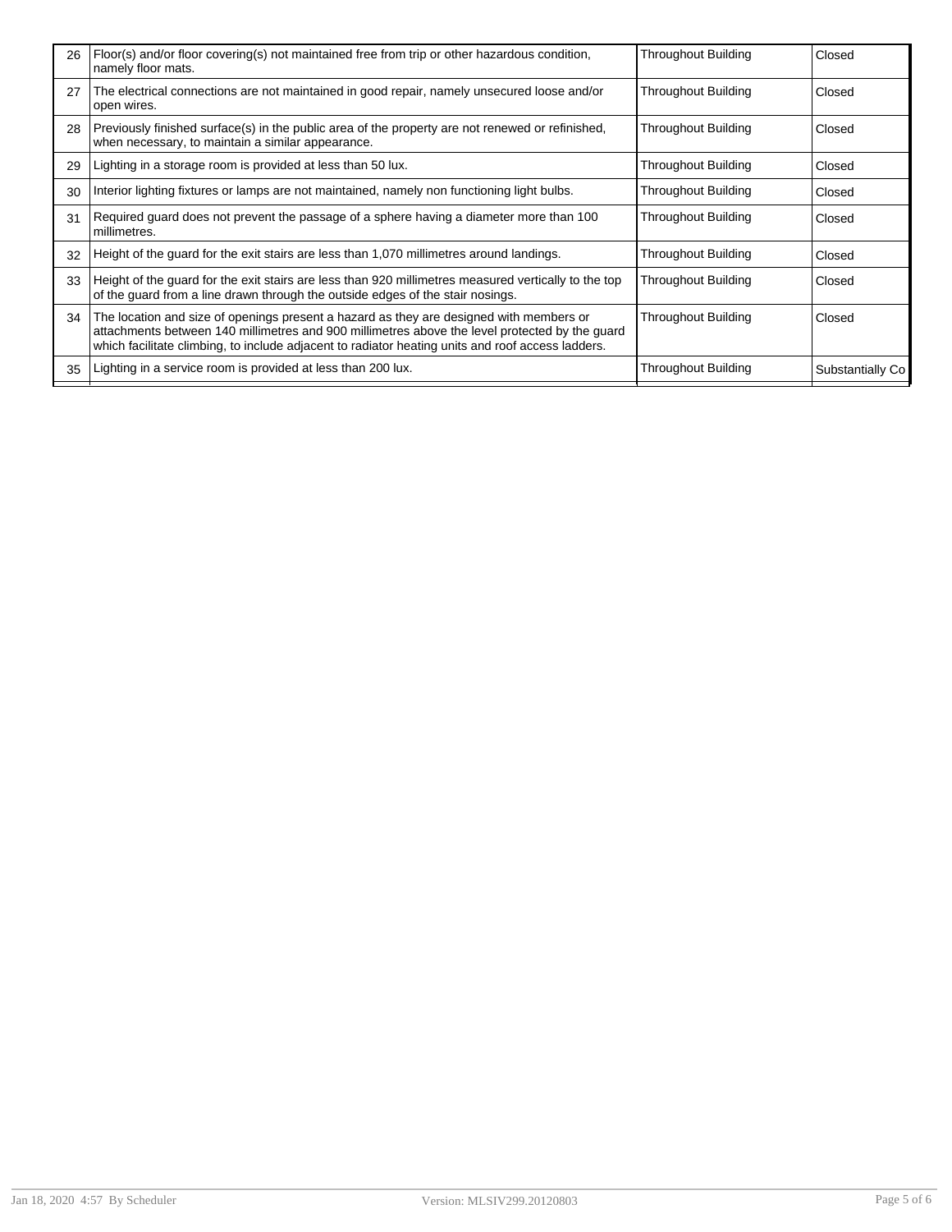| | | | |
|---|---|---|---|
| 26 | Floor(s) and/or floor covering(s) not maintained free from trip or other hazardous condition, namely floor mats. | Throughout Building | Closed |
| 27 | The electrical connections are not maintained in good repair, namely unsecured loose and/or open wires. | Throughout Building | Closed |
| 28 | Previously finished surface(s) in the public area of the property are not renewed or refinished, when necessary, to maintain a similar appearance. | Throughout Building | Closed |
| 29 | Lighting in a storage room is provided at less than 50 lux. | Throughout Building | Closed |
| 30 | Interior lighting fixtures or lamps are not maintained, namely non functioning light bulbs. | Throughout Building | Closed |
| 31 | Required guard does not prevent the passage of a sphere having a diameter more than 100 millimetres. | Throughout Building | Closed |
| 32 | Height of the guard for the exit stairs are less than 1,070 millimetres around landings. | Throughout Building | Closed |
| 33 | Height of the guard for the exit stairs are less than 920 millimetres measured vertically to the top of the guard from a line drawn through the outside edges of the stair nosings. | Throughout Building | Closed |
| 34 | The location and size of openings present a hazard as they are designed with members or attachments between 140 millimetres and 900 millimetres above the level protected by the guard which facilitate climbing, to include adjacent to radiator heating units and roof access ladders. | Throughout Building | Closed |
| 35 | Lighting in a service room is provided at less than 200 lux. | Throughout Building | Substantially Co |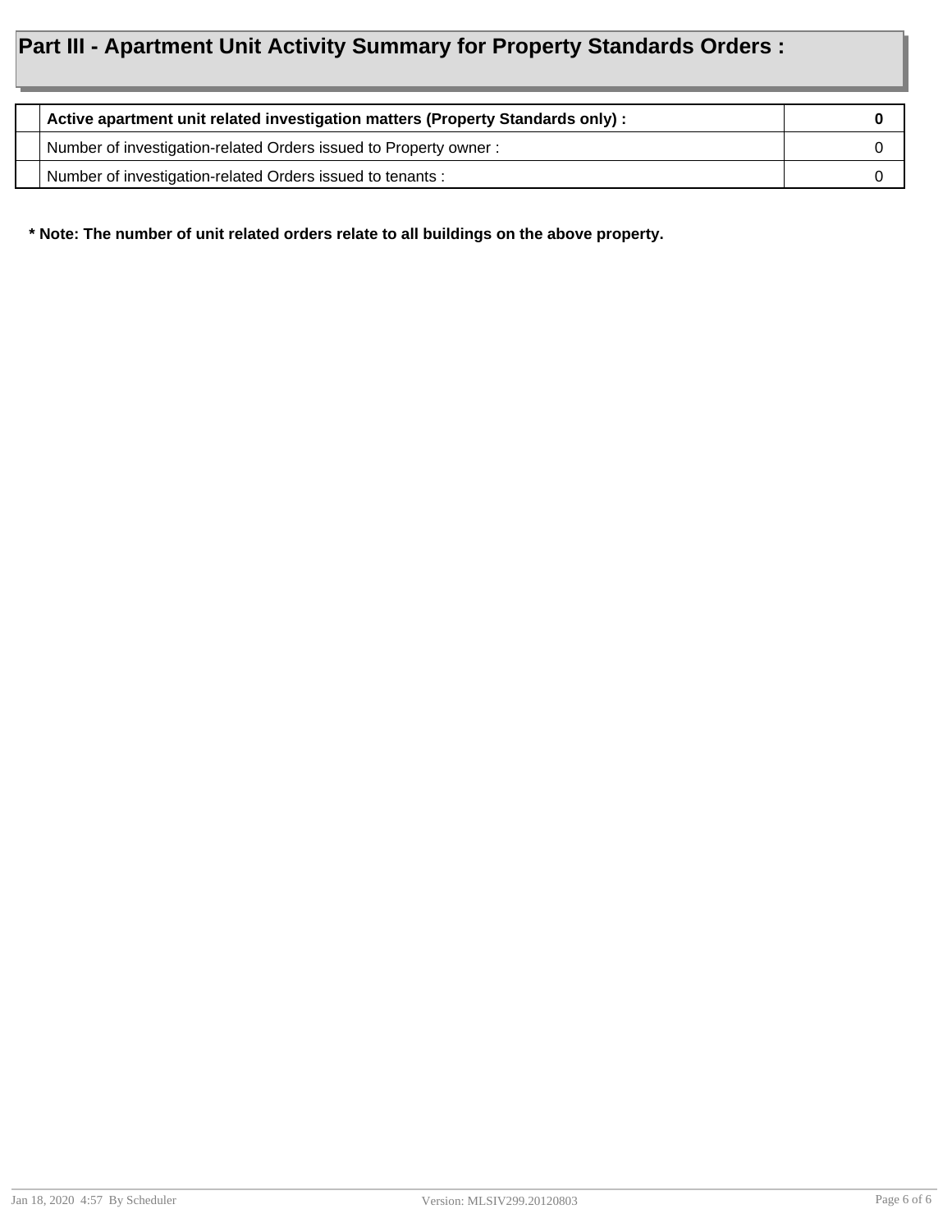## Part III - Apartment Unit Activity Summary for Property Standards Orders :

| | | |
|---|---|---|
| | **Active apartment unit related investigation matters (Property Standards only) :** | **0** |
| | Number of investigation-related Orders issued to Property owner : | 0 |
| | Number of investigation-related Orders issued to tenants : | 0 |

**\* Note: The number of unit related orders relate to all buildings on the above property.**

Jan 18, 2020 4:57 By Scheduler    Version: MLSIV299.20120803